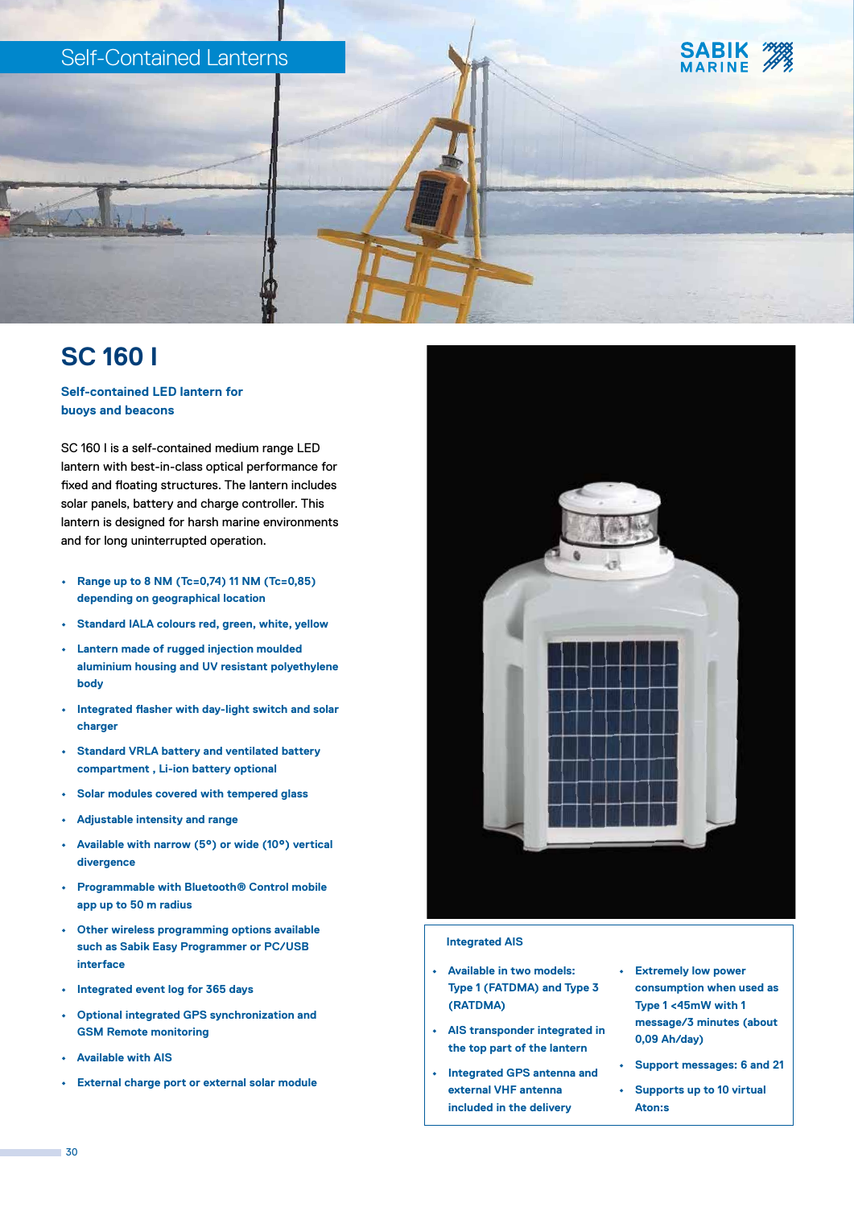Self-Contained Lanterns

# SC 160 I

**Self-contained LED lantern for buoys and beacons**

SC 160 I is a self-contained medium range LED lantern with best-in-class optical performance for fixed and floating structures. The lantern includes solar panels, battery and charge controller. This lantern is designed for harsh marine environments and for long uninterrupted operation.

- Range up to 8 NM (Tc=0,74) 11 NM (Tc=0,85) depending on geographical location
- Standard IALA colours red, green, white, yellow
- Lantern made of rugged injection moulded aluminium housing and UV resistant polyethylene body
- Integrated flasher with day-light switch and solar charger
- Standard VRLA battery and ventilated battery compartment , Li-ion battery optional
- Solar modules covered with tempered glass
- Adjustable intensity and range
- Available with narrow (5°) or wide (10°) vertical divergence
- Programmable with Bluetooth® Control mobile app up to 50 m radius
- Other wireless programming options available such as Sabik Easy Programmer or PC/USB interface
- Integrated event log for 365 days
- Optional integrated GPS synchronization and GSM Remote monitoring
- Available with AIS
- External charge port or external solar module

### Integrated AIS

- Available in two models: Type 1 (FATDMA) and Type 3 (RATDMA)
- AIS transponder integrated in the top part of the lantern
- Integrated GPS antenna and external VHF antenna included in the delivery
- Extremely low power consumption when used as Type 1 <45mW with 1 message/3 minutes (about 0,09 Ah/day)
- Support messages: 6 and 21
- Supports up to 10 virtual Aton:s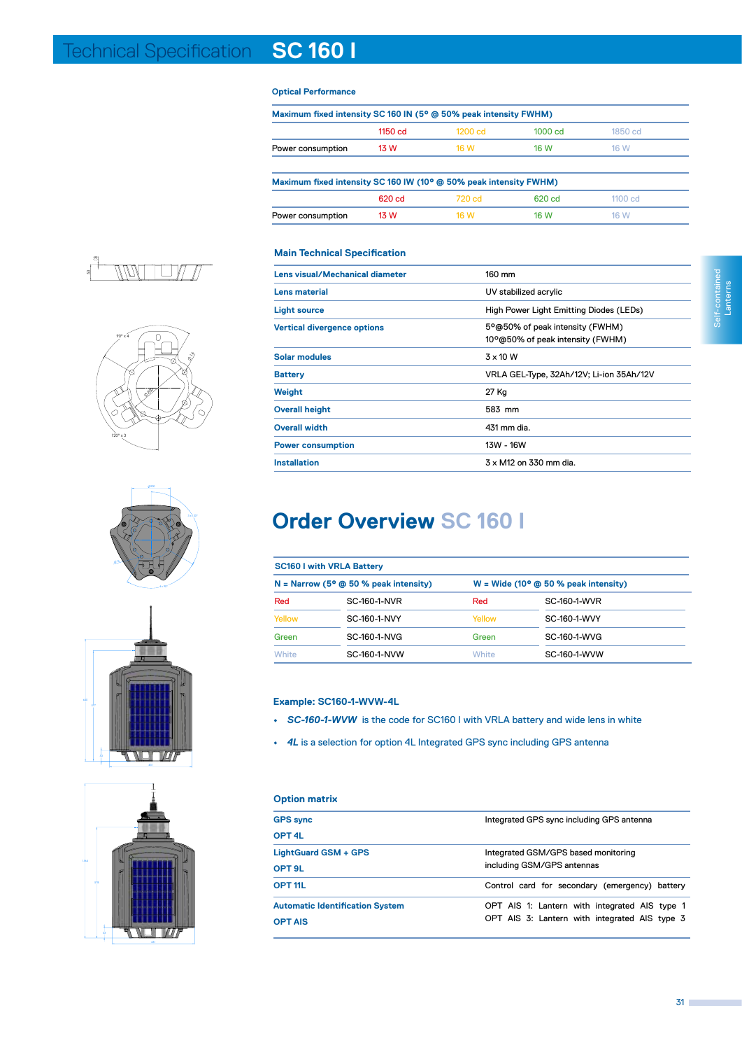# Technical Specification SC 160 I

## Optical Performance

| Maximum fixed intensity SC 160 IN (5º @ 50% peak intensity FWHM) | | | | |
|---|---|---|---|---|
| | 1150 cd | 1200 cd | 1000 cd | 1850 cd |
| Power consumption | 13 W | 16 W | 16 W | 16 W |

| Maximum fixed intensity SC 160 IW (10º @ 50% peak intensity FWHM) | | | | |
|---|---|---|---|---|
| | 620 cd | 720 cd | 620 cd | 1100 cd |
| Power consumption | 13 W | 16 W | 16 W | 16 W |

## Main Technical Specification

| | |
|---|---|
| Lens visual/Mechanical diameter | 160 mm |
| Lens material | UV stabilized acrylic |
| Light source | High Power Light Emitting Diodes (LEDs) |
| Vertical divergence options | 5º@50% of peak intensity (FWHM)<br>10º@50% of peak intensity (FWHM) |
| Solar modules | 3 x 10 W |
| Battery | VRLA GEL-Type, 32Ah/12V; Li-ion 35Ah/12V |
| Weight | 27 Kg |
| Overall height | 583 mm |
| Overall width | 431 mm dia. |
| Power consumption | 13W - 16W |
| Installation | 3 x M12 on 330 mm dia. |

# Order Overview SC 160 I

| SC160 I with VRLA Battery | | | |
|---|---|---|---|
| N = Narrow (5º @ 50 % peak intensity) | | W = Wide (10º @ 50 % peak intensity) | |
| Red | SC-160-1-NVR | Red | SC-160-1-WVR |
| Yellow | SC-160-1-NVY | Yellow | SC-160-1-WVY |
| Green | SC-160-1-NVG | Green | SC-160-1-WVG |
| White | SC-160-1-NVW | White | SC-160-1-WVW |

**Example: SC160-1-WVW-4L**

- ***SC-160-1-WVW*** is the code for SC160 I with VRLA battery and wide lens in white
- ***4L*** is a selection for option 4L Integrated GPS sync including GPS antenna

## Option matrix

| | |
|---|---|
| GPS sync<br>OPT 4L | Integrated GPS sync including GPS antenna |
| LightGuard GSM + GPS<br>OPT 9L | Integrated GSM/GPS based monitoring including GSM/GPS antennas |
| OPT 11L | Control card for secondary (emergency) battery |
| Automatic Identification System<br>OPT AIS | OPT AIS 1: Lantern with integrated AIS type 1<br>OPT AIS 3: Lantern with integrated AIS type 3 |

Self-contained Lanterns